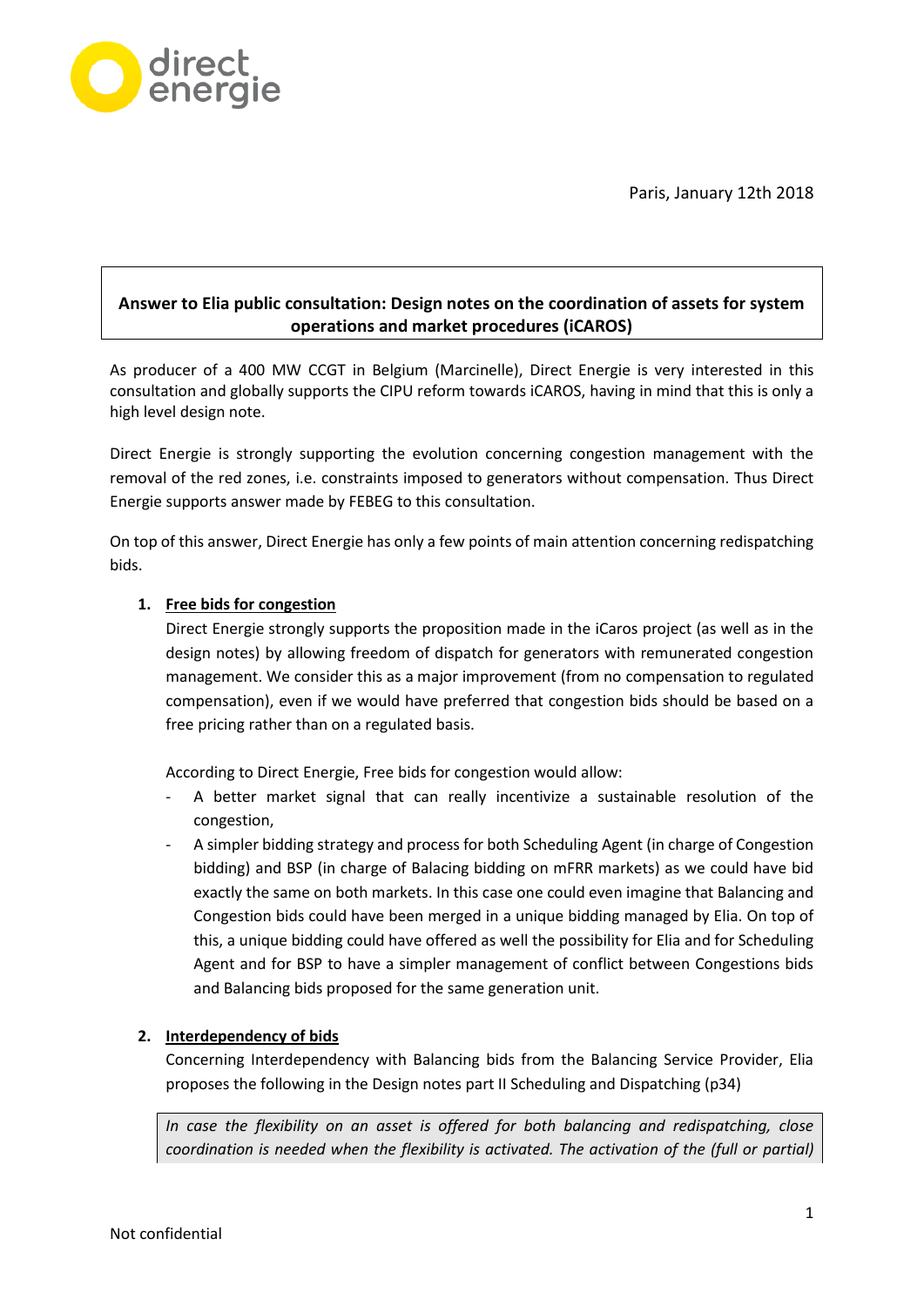Paris, January 12th 2018

**Answer to Elia public consultation: Design notes on the coordination of assets for system operations and market procedures (iCAROS)**

As producer of a 400 MW CCGT in Belgium (Marcinelle), Direct Energie is very interested in this consultation and globally supports the CIPU reform towards iCAROS, having in mind that this is only a high level design note.

Direct Energie is strongly supporting the evolution concerning congestion management with the removal of the red zones, i.e. constraints imposed to generators without compensation. Thus Direct Energie supports answer made by FEBEG to this consultation.

On top of this answer, Direct Energie has only a few points of main attention concerning redispatching bids.

1. **Free bids for congestion**

   Direct Energie strongly supports the proposition made in the iCaros project (as well as in the design notes) by allowing freedom of dispatch for generators with remunerated congestion management. We consider this as a major improvement (from no compensation to regulated compensation), even if we would have preferred that congestion bids should be based on a free pricing rather than on a regulated basis.

   According to Direct Energie, Free bids for congestion would allow:

   - A better market signal that can really incentivize a sustainable resolution of the congestion,
   - A simpler bidding strategy and process for both Scheduling Agent (in charge of Congestion bidding) and BSP (in charge of Balacing bidding on mFRR markets) as we could have bid exactly the same on both markets. In this case one could even imagine that Balancing and Congestion bids could have been merged in a unique bidding managed by Elia. On top of this, a unique bidding could have offered as well the possibility for Elia and for Scheduling Agent and for BSP to have a simpler management of conflict between Congestions bids and Balancing bids proposed for the same generation unit.

2. **Interdependency of bids**

   Concerning Interdependency with Balancing bids from the Balancing Service Provider, Elia proposes the following in the Design notes part II Scheduling and Dispatching (p34)

   > *In case the flexibility on an asset is offered for both balancing and redispatching, close coordination is needed when the flexibility is activated. The activation of the (full or partial)*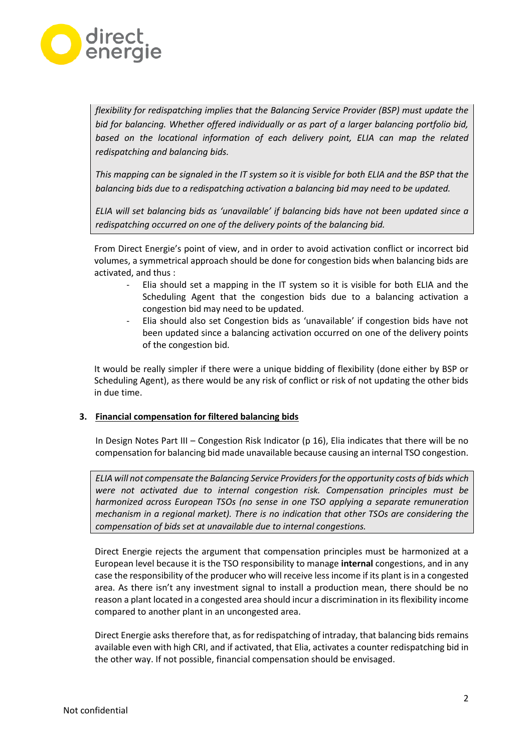*flexibility for redispatching implies that the Balancing Service Provider (BSP) must update the bid for balancing. Whether offered individually or as part of a larger balancing portfolio bid, based on the locational information of each delivery point, ELIA can map the related redispatching and balancing bids.*

*This mapping can be signaled in the IT system so it is visible for both ELIA and the BSP that the balancing bids due to a redispatching activation a balancing bid may need to be updated.*

*ELIA will set balancing bids as 'unavailable' if balancing bids have not been updated since a redispatching occurred on one of the delivery points of the balancing bid.*

From Direct Energie's point of view, and in order to avoid activation conflict or incorrect bid volumes, a symmetrical approach should be done for congestion bids when balancing bids are activated, and thus :

- Elia should set a mapping in the IT system so it is visible for both ELIA and the Scheduling Agent that the congestion bids due to a balancing activation a congestion bid may need to be updated.
- Elia should also set Congestion bids as 'unavailable' if congestion bids have not been updated since a balancing activation occurred on one of the delivery points of the congestion bid.

It would be really simpler if there were a unique bidding of flexibility (done either by BSP or Scheduling Agent), as there would be any risk of conflict or risk of not updating the other bids in due time.

## 3. Financial compensation for filtered balancing bids

In Design Notes Part III – Congestion Risk Indicator (p 16), Elia indicates that there will be no compensation for balancing bid made unavailable because causing an internal TSO congestion.

*ELIA will not compensate the Balancing Service Providers for the opportunity costs of bids which were not activated due to internal congestion risk. Compensation principles must be harmonized across European TSOs (no sense in one TSO applying a separate remuneration mechanism in a regional market). There is no indication that other TSOs are considering the compensation of bids set at unavailable due to internal congestions.*

Direct Energie rejects the argument that compensation principles must be harmonized at a European level because it is the TSO responsibility to manage **internal** congestions, and in any case the responsibility of the producer who will receive less income if its plant is in a congested area. As there isn't any investment signal to install a production mean, there should be no reason a plant located in a congested area should incur a discrimination in its flexibility income compared to another plant in an uncongested area.

Direct Energie asks therefore that, as for redispatching of intraday, that balancing bids remains available even with high CRI, and if activated, that Elia, activates a counter redispatching bid in the other way. If not possible, financial compensation should be envisaged.

Not confidential